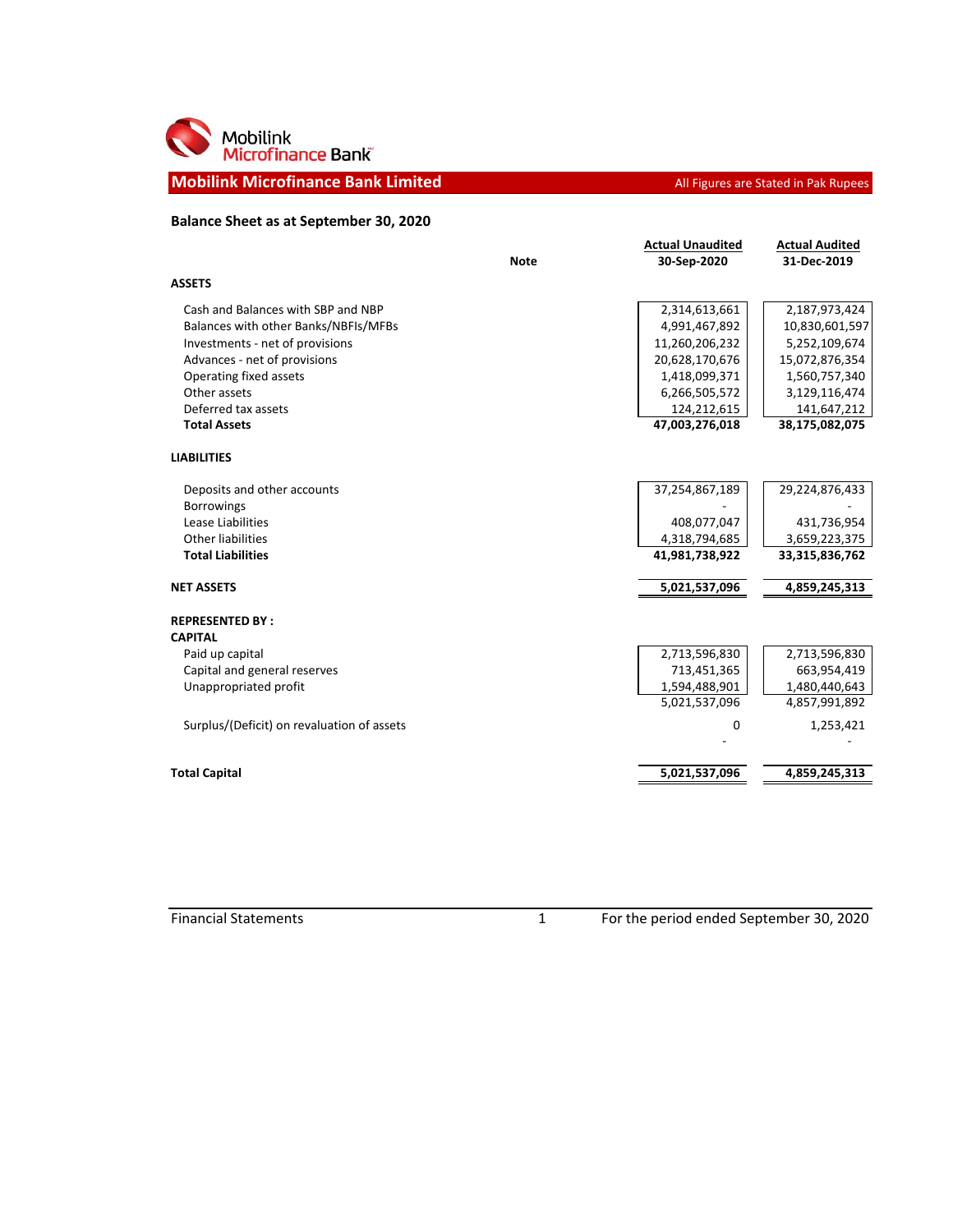Mobilink Microfinance Bank

# Mobilink Microfinance Bank Limited

All Figures are Stated in Pak Rupees

## Balance Sheet as at September 30, 2020

| | Note | Actual Unaudited 30-Sep-2020 | Actual Audited 31-Dec-2019 |
|---|---|---|---|
| **ASSETS** | | | |
| Cash and Balances with SBP and NBP | | 2,314,613,661 | 2,187,973,424 |
| Balances with other Banks/NBFIs/MFBs | | 4,991,467,892 | 10,830,601,597 |
| Investments - net of provisions | | 11,260,206,232 | 5,252,109,674 |
| Advances - net of provisions | | 20,628,170,676 | 15,072,876,354 |
| Operating fixed assets | | 1,418,099,371 | 1,560,757,340 |
| Other assets | | 6,266,505,572 | 3,129,116,474 |
| Deferred tax assets | | 124,212,615 | 141,647,212 |
| **Total Assets** | | **47,003,276,018** | **38,175,082,075** |
| **LIABILITIES** | | | |
| Deposits and other accounts | | 37,254,867,189 | 29,224,876,433 |
| Borrowings | | - | - |
| Lease Liabilities | | 408,077,047 | 431,736,954 |
| Other liabilities | | 4,318,794,685 | 3,659,223,375 |
| **Total Liabilities** | | **41,981,738,922** | **33,315,836,762** |
| **NET ASSETS** | | **5,021,537,096** | **4,859,245,313** |
| **REPRESENTED BY :** | | | |
| **CAPITAL** | | | |
| Paid up capital | | 2,713,596,830 | 2,713,596,830 |
| Capital and general reserves | | 713,451,365 | 663,954,419 |
| Unappropriated profit | | 1,594,488,901 | 1,480,440,643 |
| | | 5,021,537,096 | 4,857,991,892 |
| Surplus/(Deficit) on revaluation of assets | | 0 | 1,253,421 |
| | | - | - |
| **Total Capital** | | **5,021,537,096** | **4,859,245,313** |

Financial Statements | For the period ended September 30, 2020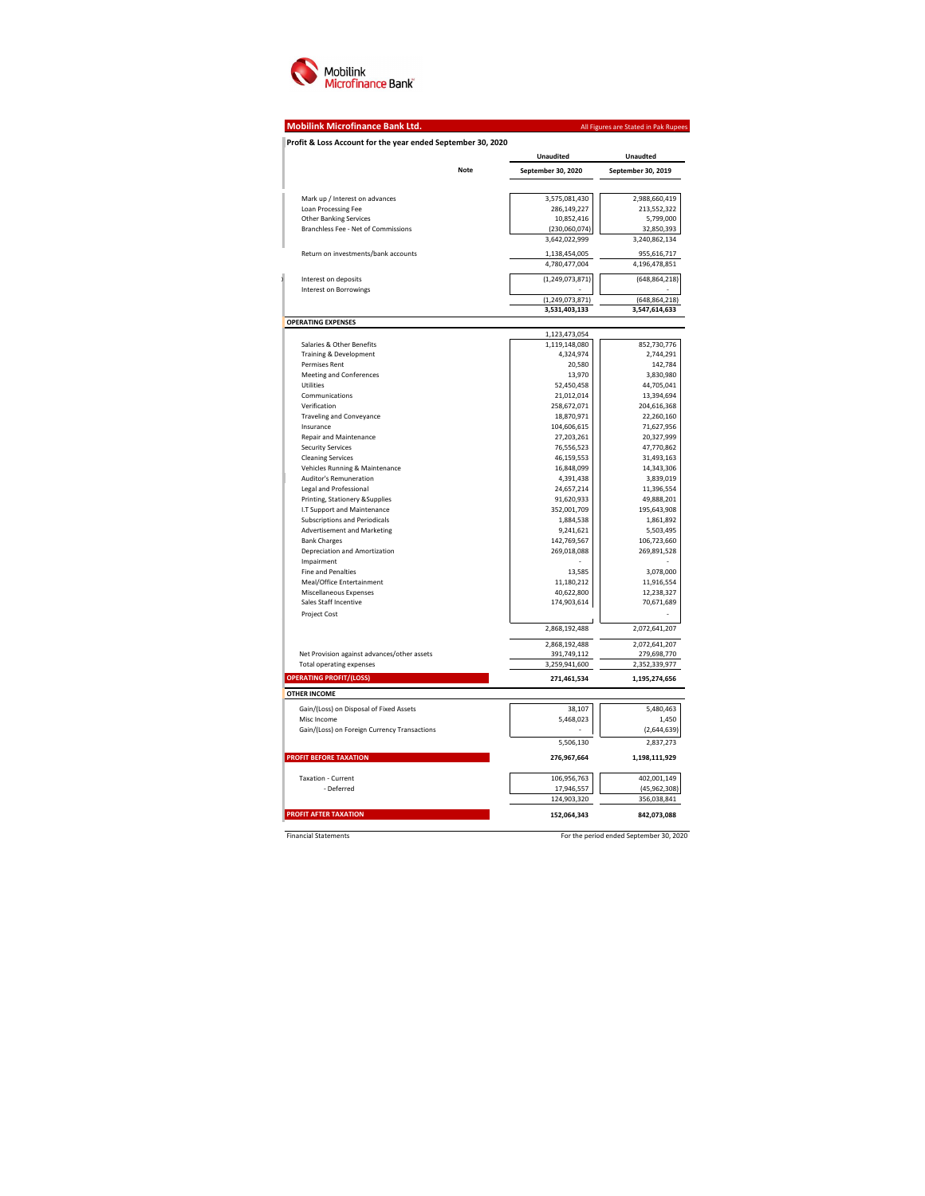Mobilink Microfinance Bank

**Mobilink Microfinance Bank Ltd.** All Figures are Stated in Pak Rupees

**Profit & Loss Account for the year ended September 30, 2020**

| | Note | Unaudited September 30, 2020 | Unaudted September 30, 2019 |
|---|---|---|---|
| Mark up / Interest on advances | | 3,575,081,430 | 2,988,660,419 |
| Loan Processing Fee | | 286,149,227 | 213,552,322 |
| Other Banking Services | | 10,852,416 | 5,799,000 |
| Branchless Fee - Net of Commissions | | (230,060,074) | 32,850,393 |
| | | 3,642,022,999 | 3,240,862,134 |
| Return on investments/bank accounts | | 1,138,454,005 | 955,616,717 |
| | | 4,780,477,004 | 4,196,478,851 |
| Interest on deposits | | (1,249,073,871) | (648,864,218) |
| Interest on Borrowings | | - | - |
| | | (1,249,073,871) | (648,864,218) |
| | | **3,531,403,133** | **3,547,614,633** |
| **OPERATING EXPENSES** | | | |
| | | 1,123,473,054 | |
| Salaries & Other Benefits | | 1,119,148,080 | 852,730,776 |
| Training & Development | | 4,324,974 | 2,744,291 |
| Permises Rent | | 20,580 | 142,784 |
| Meeting and Conferences | | 13,970 | 3,830,980 |
| Utilities | | 52,450,458 | 44,705,041 |
| Communications | | 21,012,014 | 13,394,694 |
| Verification | | 258,672,071 | 204,616,368 |
| Traveling and Conveyance | | 18,870,971 | 22,260,160 |
| Insurance | | 104,606,615 | 71,627,956 |
| Repair and Maintenance | | 27,203,261 | 20,327,999 |
| Security Services | | 76,556,523 | 47,770,862 |
| Cleaning Services | | 46,159,553 | 31,493,163 |
| Vehicles Running & Maintenance | | 16,848,099 | 14,343,306 |
| Auditor's Remuneration | | 4,391,438 | 3,839,019 |
| Legal and Professional | | 24,657,214 | 11,396,554 |
| Printing, Stationery &Supplies | | 91,620,933 | 49,888,201 |
| I.T Support and Maintenance | | 352,001,709 | 195,643,908 |
| Subscriptions and Periodicals | | 1,884,538 | 1,861,892 |
| Advertisement and Marketing | | 9,241,621 | 5,503,495 |
| Bank Charges | | 142,769,567 | 106,723,660 |
| Depreciation and Amortization | | 269,018,088 | 269,891,528 |
| Impairment | | - | - |
| Fine and Penalties | | 13,585 | 3,078,000 |
| Meal/Office Entertainment | | 11,180,212 | 11,916,554 |
| Miscellaneous Expenses | | 40,622,800 | 12,238,327 |
| Sales Staff Incentive | | 174,903,614 | 70,671,689 |
| Project Cost | | | - |
| | | 2,868,192,488 | 2,072,641,207 |
| | | 2,868,192,488 | 2,072,641,207 |
| Net Provision against advances/other assets | | 391,749,112 | 279,698,770 |
| Total operating expenses | | 3,259,941,600 | 2,352,339,977 |
| **OPERATING PROFIT/(LOSS)** | | **271,461,534** | **1,195,274,656** |
| **OTHER INCOME** | | | |
| Gain/(Loss) on Disposal of Fixed Assets | | 38,107 | 5,480,463 |
| Misc Income | | 5,468,023 | 1,450 |
| Gain/(Loss) on Foreign Currency Transactions | | - | (2,644,639) |
| | | 5,506,130 | 2,837,273 |
| **PROFIT BEFORE TAXATION** | | **276,967,664** | **1,198,111,929** |
| Taxation - Current | | 106,956,763 | 402,001,149 |
| - Deferred | | 17,946,557 | (45,962,308) |
| | | 124,903,320 | 356,038,841 |
| **PROFIT AFTER TAXATION** | | **152,064,343** | **842,073,088** |

Financial Statements — For the period ended September 30, 2020